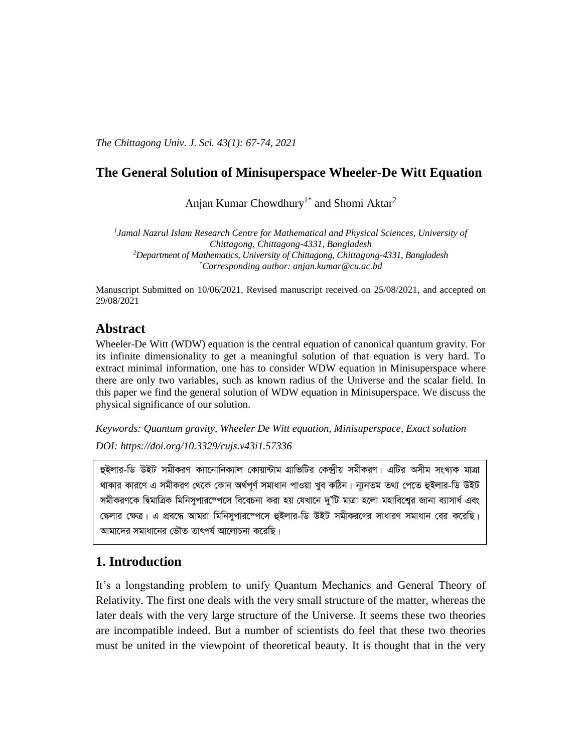*The Chittagong Univ. J. Sci. 43(1): 67-74, 2021*

## The General Solution of Minisuperspace Wheeler-De Witt Equation

Anjan Kumar Chowdhury[1*] and Shomi Aktar[2]

[1]*Jamal Nazrul Islam Research Centre for Mathematical and Physical Sciences, University of Chittagong, Chittagong-4331, Bangladesh*
[2]*Department of Mathematics, University of Chittagong, Chittagong-4331, Bangladesh*
[*]*Corresponding author: anjan.kumar@cu.ac.bd*

Manuscript Submitted on 10/06/2021, Revised manuscript received on 25/08/2021, and accepted on 29/08/2021

## Abstract

Wheeler-De Witt (WDW) equation is the central equation of canonical quantum gravity. For its infinite dimensionality to get a meaningful solution of that equation is very hard. To extract minimal information, one has to consider WDW equation in Minisuperspace where there are only two variables, such as known radius of the Universe and the scalar field. In this paper we find the general solution of WDW equation in Minisuperspace. We discuss the physical significance of our solution.

*Keywords: Quantum gravity, Wheeler De Witt equation, Minisuperspace, Exact solution*

*DOI: https://doi.org/10.3329/cujs.v43i1.57336*

হুইলার-ডি উইট সমীকরণ ক্যানোনিক্যাল কোয়ান্টাম গ্রাভিটির কেন্দ্রীয় সমীকরণ। এটির অসীম সংখ্যক মাত্রা থাকার কারণে এ সমীকরণ থেকে কোন অর্থপূর্ণ সমাধান পাওয়া খুব কঠিন। ন্যূনতম তথ্য পেতে হুইলার-ডি উইট সমীকরণকে দ্বিমাত্রিক মিনিসুপারস্পেসে বিবেচনা করা হয় যেখানে দু'টি মাত্রা হলো মহাবিশ্বের জানা ব্যাসার্ধ এবং স্কেলার ক্ষেত্র। এ প্রবন্ধে আমরা মিনিসুপারস্পেসে হুইলার-ডি উইট সমীকরণের সাধারণ সমাধান বের করেছি। আমাদের সমাধানের ভৌত তাৎপর্য আলোচনা করেছি।

## 1. Introduction

It's a longstanding problem to unify Quantum Mechanics and General Theory of Relativity. The first one deals with the very small structure of the matter, whereas the later deals with the very large structure of the Universe. It seems these two theories are incompatible indeed. But a number of scientists do feel that these two theories must be united in the viewpoint of theoretical beauty. It is thought that in the very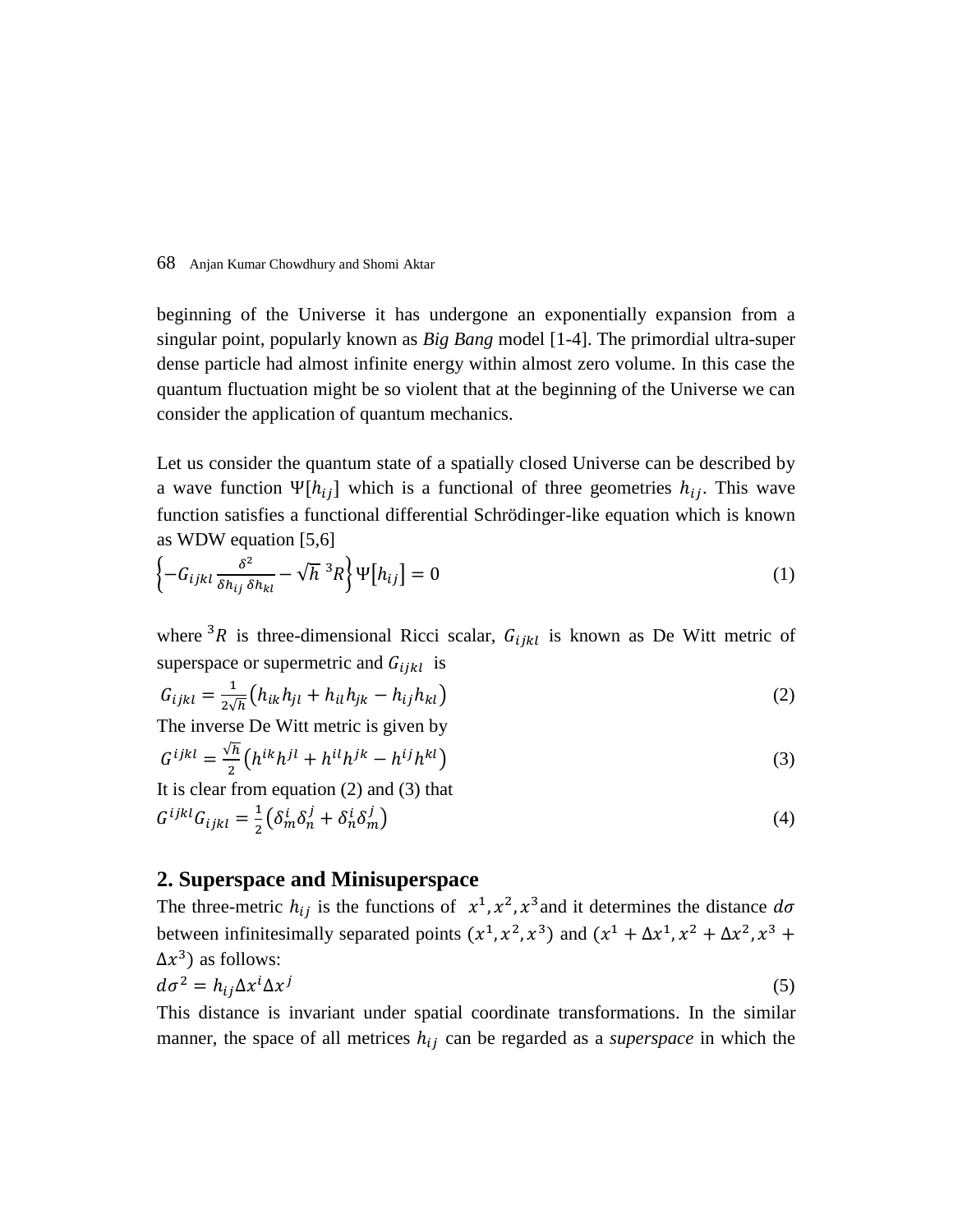beginning of the Universe it has undergone an exponentially expansion from a singular point, popularly known as *Big Bang* model [1-4]. The primordial ultra-super dense particle had almost infinite energy within almost zero volume. In this case the quantum fluctuation might be so violent that at the beginning of the Universe we can consider the application of quantum mechanics.

Let us consider the quantum state of a spatially closed Universe can be described by a wave function $\Psi[h_{ij}]$ which is a functional of three geometries $h_{ij}$. This wave function satisfies a functional differential Schrödinger-like equation which is known as WDW equation [5,6]

$$\left\{-G_{ijkl}\frac{\delta^2}{\delta h_{ij}\,\delta h_{kl}} - \sqrt{h}\ {}^3R\right\}\Psi[h_{ij}] = 0 \tag{1}$$

where ${}^3R$ is three-dimensional Ricci scalar, $G_{ijkl}$ is known as De Witt metric of superspace or supermetric and $G_{ijkl}$ is

$$G_{ijkl} = \frac{1}{2\sqrt{h}}\left(h_{ik}h_{jl} + h_{il}h_{jk} - h_{ij}h_{kl}\right) \tag{2}$$

The inverse De Witt metric is given by

$$G^{ijkl} = \frac{\sqrt{h}}{2}\left(h^{ik}h^{jl} + h^{il}h^{jk} - h^{ij}h^{kl}\right) \tag{3}$$

It is clear from equation (2) and (3) that

$$G^{ijkl}G_{ijkl} = \frac{1}{2}\left(\delta^i_m\delta^j_n + \delta^i_n\delta^j_m\right) \tag{4}$$

## 2. Superspace and Minisuperspace

The three-metric $h_{ij}$ is the functions of $x^1, x^2, x^3$ and it determines the distance $d\sigma$ between infinitesimally separated points $(x^1, x^2, x^3)$ and $(x^1 + \Delta x^1, x^2 + \Delta x^2, x^3 + \Delta x^3)$ as follows:

$$d\sigma^2 = h_{ij}\Delta x^i \Delta x^j \tag{5}$$

This distance is invariant under spatial coordinate transformations. In the similar manner, the space of all metrices $h_{ij}$ can be regarded as a *superspace* in which the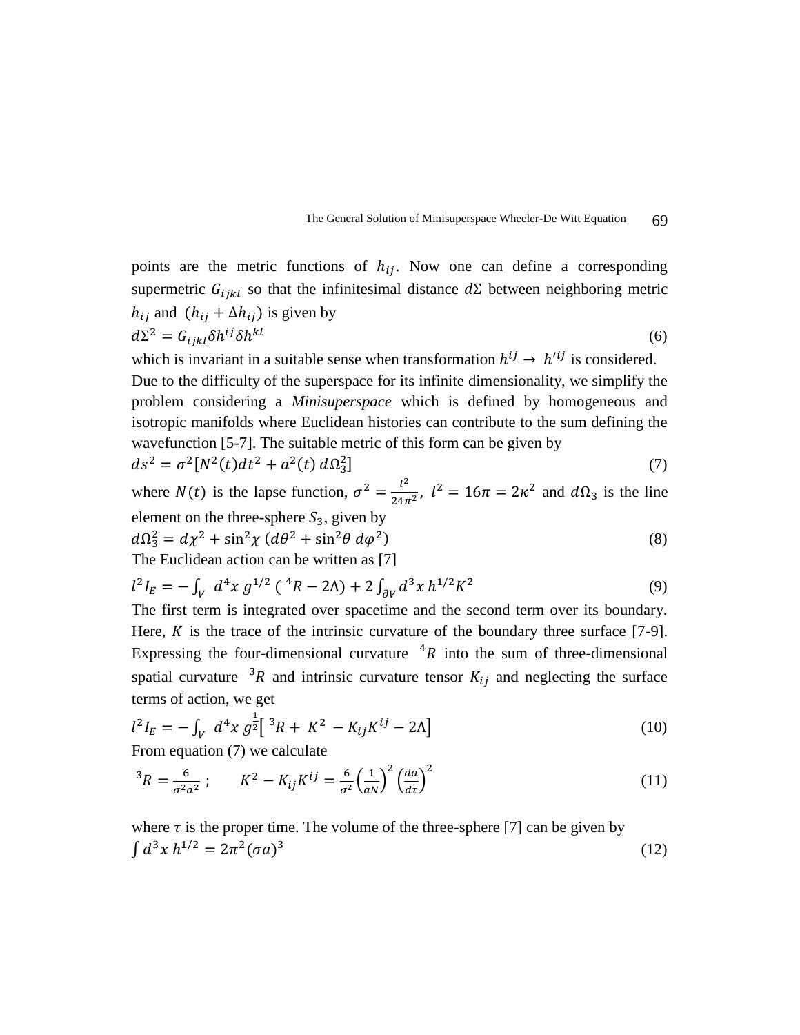points are the metric functions of $h_{ij}$. Now one can define a corresponding supermetric $G_{ijkl}$ so that the infinitesimal distance $d\Sigma$ between neighboring metric $h_{ij}$ and $(h_{ij} + \Delta h_{ij})$ is given by

$$d\Sigma^2 = G_{ijkl}\delta h^{ij}\delta h^{kl} \tag{6}$$

which is invariant in a suitable sense when transformation $h^{ij} \rightarrow h'^{ij}$ is considered.

Due to the difficulty of the superspace for its infinite dimensionality, we simplify the problem considering a *Minisuperspace* which is defined by homogeneous and isotropic manifolds where Euclidean histories can contribute to the sum defining the wavefunction [5-7]. The suitable metric of this form can be given by

$$ds^2 = \sigma^2[N^2(t)dt^2 + a^2(t)\,d\Omega_3^2] \tag{7}$$

where $N(t)$ is the lapse function, $\sigma^2 = \frac{l^2}{24\pi^2}$, $l^2 = 16\pi = 2\kappa^2$ and $d\Omega_3$ is the line element on the three-sphere $S_3$, given by

$$d\Omega_3^2 = d\chi^2 + \sin^2\chi\,(d\theta^2 + \sin^2\theta\,d\varphi^2) \tag{8}$$

The Euclidean action can be written as [7]

$$l^2 I_E = -\int_V d^4x\, g^{1/2}\,(\,^4R - 2\Lambda) + 2\int_{\partial V} d^3x\, h^{1/2}K^2 \tag{9}$$

The first term is integrated over spacetime and the second term over its boundary. Here, $K$ is the trace of the intrinsic curvature of the boundary three surface [7-9]. Expressing the four-dimensional curvature $^4R$ into the sum of three-dimensional spatial curvature $^3R$ and intrinsic curvature tensor $K_{ij}$ and neglecting the surface terms of action, we get

$$l^2 I_E = -\int_V d^4x\, g^{\frac{1}{2}}\left[\,^3R + K^2 - K_{ij}K^{ij} - 2\Lambda\right] \tag{10}$$

From equation (7) we calculate

$$^3R = \frac{6}{\sigma^2 a^2}\,; \qquad K^2 - K_{ij}K^{ij} = \frac{6}{\sigma^2}\left(\frac{1}{aN}\right)^2\left(\frac{da}{d\tau}\right)^2 \tag{11}$$

where $\tau$ is the proper time. The volume of the three-sphere [7] can be given by

$$\int d^3x\, h^{1/2} = 2\pi^2(\sigma a)^3 \tag{12}$$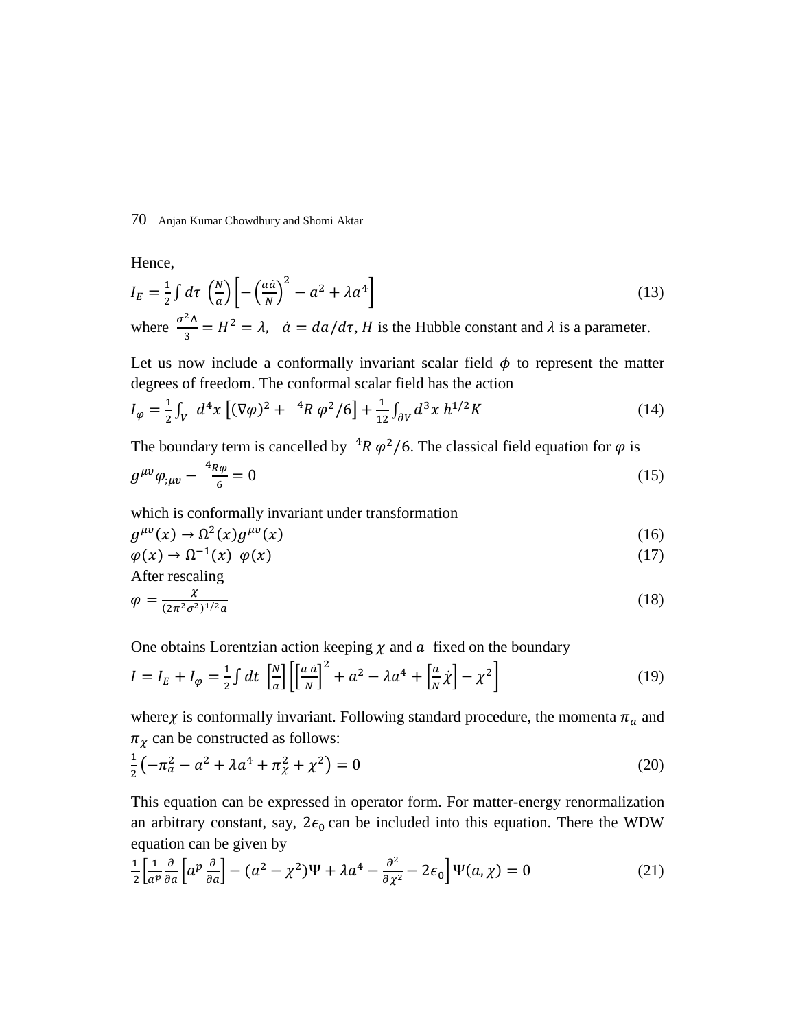Hence,

$$I_E = \frac{1}{2}\int d\tau \left(\frac{N}{a}\right)\left[-\left(\frac{a\dot{a}}{N}\right)^2 - a^2 + \lambda a^4\right] \tag{13}$$

where $\frac{\sigma^2\Lambda}{3} = H^2 = \lambda$, $\dot{a} = da/d\tau$, $H$ is the Hubble constant and $\lambda$ is a parameter.

Let us now include a conformally invariant scalar field $\phi$ to represent the matter degrees of freedom. The conformal scalar field has the action

$$I_\varphi = \frac{1}{2}\int_V d^4x \left[(\nabla\varphi)^2 + {}^4R\,\varphi^2/6\right] + \frac{1}{12}\int_{\partial V} d^3x\, h^{1/2}K \tag{14}$$

The boundary term is cancelled by ${}^4R\,\varphi^2/6$. The classical field equation for $\varphi$ is

$$g^{\mu\upsilon}\varphi_{;\mu\upsilon} - \frac{{}^4R\varphi}{6} = 0 \tag{15}$$

which is conformally invariant under transformation

$$g^{\mu\upsilon}(x) \to \Omega^2(x) g^{\mu\upsilon}(x) \tag{16}$$

$$\varphi(x) \to \Omega^{-1}(x)\ \varphi(x) \tag{17}$$

After rescaling

$$\varphi = \frac{\chi}{(2\pi^2\sigma^2)^{1/2}a} \tag{18}$$

One obtains Lorentzian action keeping $\chi$ and $a$ fixed on the boundary

$$I = I_E + I_\varphi = \frac{1}{2}\int dt\ \left[\frac{N}{a}\right]\left[\left[\frac{a\,\dot{a}}{N}\right]^2 + a^2 - \lambda a^4 + \left[\frac{a}{N}\dot{\chi}\right] - \chi^2\right] \tag{19}$$

where $\chi$ is conformally invariant. Following standard procedure, the momenta $\pi_a$ and $\pi_\chi$ can be constructed as follows:

$$\frac{1}{2}\left(-\pi_a^2 - a^2 + \lambda a^4 + \pi_\chi^2 + \chi^2\right) = 0 \tag{20}$$

This equation can be expressed in operator form. For matter-energy renormalization an arbitrary constant, say, $2\epsilon_0$ can be included into this equation. There the WDW equation can be given by

$$\frac{1}{2}\left[\frac{1}{a^p}\frac{\partial}{\partial a}\left[a^p\frac{\partial}{\partial a}\right] - (a^2 - \chi^2)\Psi + \lambda a^4 - \frac{\partial^2}{\partial\chi^2} - 2\epsilon_0\right]\Psi(a,\chi) = 0 \tag{21}$$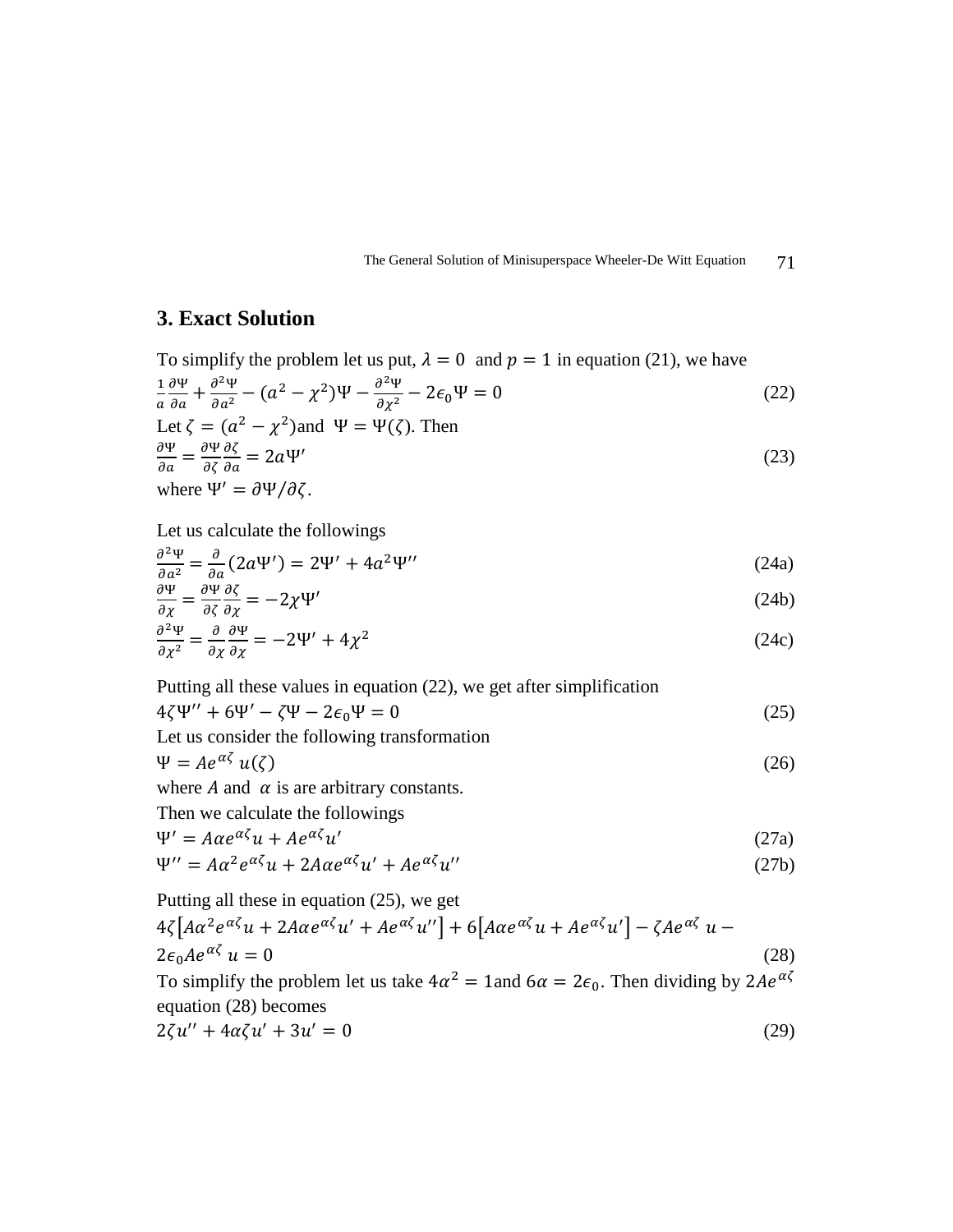## 3. Exact Solution

To simplify the problem let us put, $\lambda = 0$ and $p = 1$ in equation (21), we have

$$\frac{1}{a}\frac{\partial \Psi}{\partial a} + \frac{\partial^2 \Psi}{\partial a^2} - (a^2 - \chi^2)\Psi - \frac{\partial^2 \Psi}{\partial \chi^2} - 2\epsilon_0 \Psi = 0 \tag{22}$$

Let $\zeta = (a^2 - \chi^2)$and $\Psi = \Psi(\zeta)$. Then

$$\frac{\partial \Psi}{\partial a} = \frac{\partial \Psi}{\partial \zeta}\frac{\partial \zeta}{\partial a} = 2a\Psi' \tag{23}$$

where $\Psi' = \partial\Psi/\partial\zeta$.

Let us calculate the followings

$$\frac{\partial^2 \Psi}{\partial a^2} = \frac{\partial}{\partial a}(2a\Psi') = 2\Psi' + 4a^2\Psi'' \tag{24a}$$

$$\frac{\partial \Psi}{\partial \chi} = \frac{\partial \Psi}{\partial \zeta}\frac{\partial \zeta}{\partial \chi} = -2\chi\Psi' \tag{24b}$$

$$\frac{\partial^2 \Psi}{\partial \chi^2} = \frac{\partial}{\partial \chi}\frac{\partial \Psi}{\partial \chi} = -2\Psi' + 4\chi^2 \tag{24c}$$

Putting all these values in equation (22), we get after simplification

$$4\zeta\Psi'' + 6\Psi' - \zeta\Psi - 2\epsilon_0\Psi = 0 \tag{25}$$

Let us consider the following transformation

$$\Psi = Ae^{\alpha\zeta}\, u(\zeta) \tag{26}$$

where $A$ and $\alpha$ is are arbitrary constants.

Then we calculate the followings

$$\Psi' = A\alpha e^{\alpha\zeta}u + Ae^{\alpha\zeta}u' \tag{27a}$$

$$\Psi'' = A\alpha^2 e^{\alpha\zeta}u + 2A\alpha e^{\alpha\zeta}u' + Ae^{\alpha\zeta}u'' \tag{27b}$$

Putting all these in equation (25), we get

$$4\zeta\left[A\alpha^2 e^{\alpha\zeta}u + 2A\alpha e^{\alpha\zeta}u' + Ae^{\alpha\zeta}u''\right] + 6\left[A\alpha e^{\alpha\zeta}u + Ae^{\alpha\zeta}u'\right] - \zeta Ae^{\alpha\zeta}\, u - 2\epsilon_0 Ae^{\alpha\zeta}\, u = 0 \tag{28}$$

To simplify the problem let us take $4\alpha^2 = 1$and $6\alpha = 2\epsilon_0$. Then dividing by $2Ae^{\alpha\zeta}$ equation (28) becomes

$$2\zeta u'' + 4\alpha\zeta u' + 3u' = 0 \tag{29}$$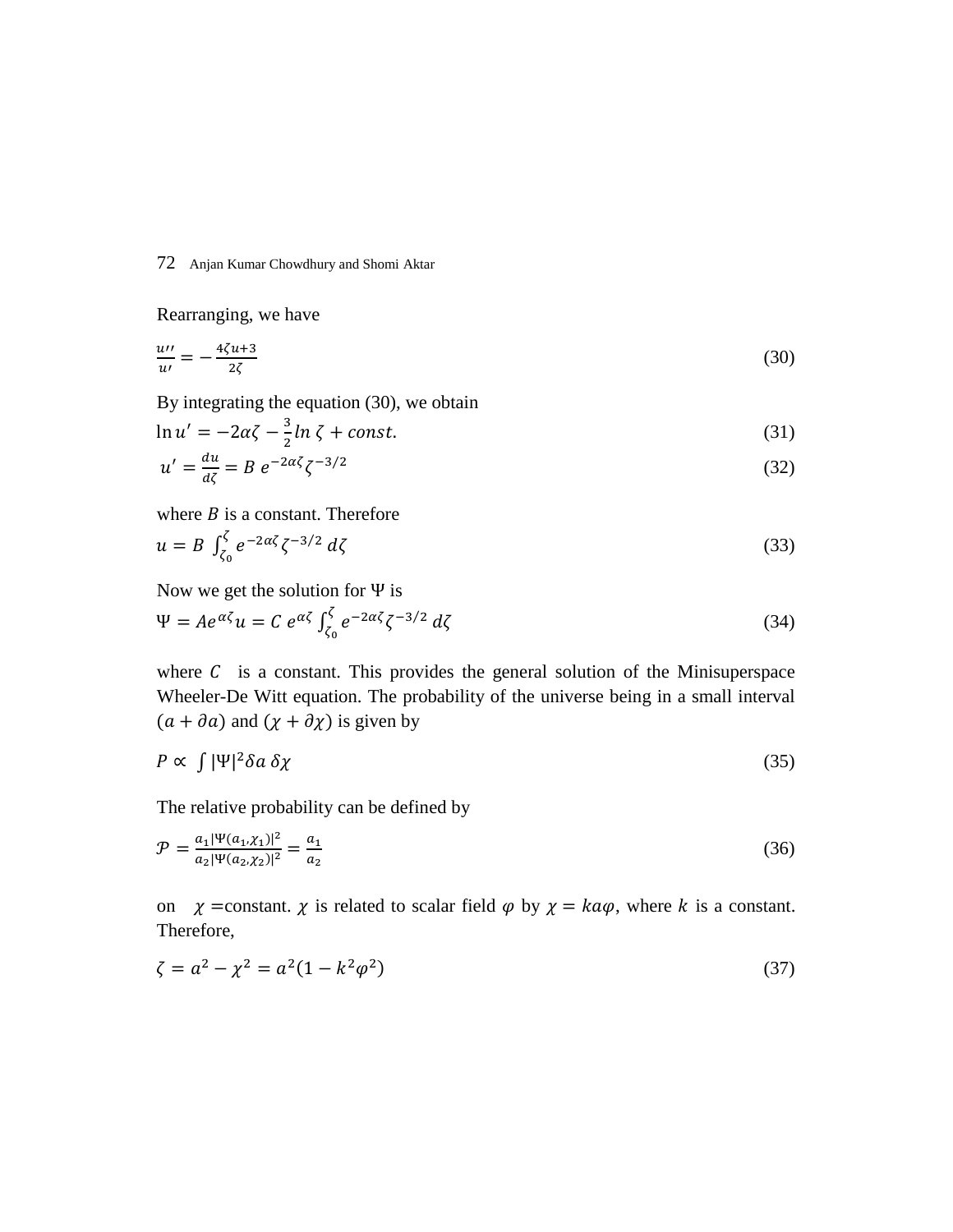Rearranging, we have

$$\frac{u''}{u'} = -\frac{4\zeta u+3}{2\zeta} \tag{30}$$

By integrating the equation (30), we obtain

$$\ln u' = -2\alpha\zeta - \frac{3}{2}\ln\zeta + const. \tag{31}$$

$$u' = \frac{du}{d\zeta} = B\, e^{-2\alpha\zeta}\zeta^{-3/2} \tag{32}$$

where $B$ is a constant. Therefore

$$u = B\int_{\zeta_0}^{\zeta} e^{-2\alpha\zeta}\zeta^{-3/2}\, d\zeta \tag{33}$$

Now we get the solution for $\Psi$ is

$$\Psi = Ae^{\alpha\zeta}u = C\, e^{\alpha\zeta}\int_{\zeta_0}^{\zeta} e^{-2\alpha\zeta}\zeta^{-3/2}\, d\zeta \tag{34}$$

where $C$ is a constant. This provides the general solution of the Minisuperspace Wheeler-De Witt equation. The probability of the universe being in a small interval $(a+\partial a)$ and $(\chi+\partial\chi)$ is given by

$$P \propto \int |\Psi|^2 \delta a\, \delta\chi \tag{35}$$

The relative probability can be defined by

$$\mathcal{P} = \frac{a_1|\Psi(a_1,\chi_1)|^2}{a_2|\Psi(a_2,\chi_2)|^2} = \frac{a_1}{a_2} \tag{36}$$

on $\chi$ =constant. $\chi$ is related to scalar field $\varphi$ by $\chi = ka\varphi$, where $k$ is a constant. Therefore,

$$\zeta = a^2 - \chi^2 = a^2(1-k^2\varphi^2) \tag{37}$$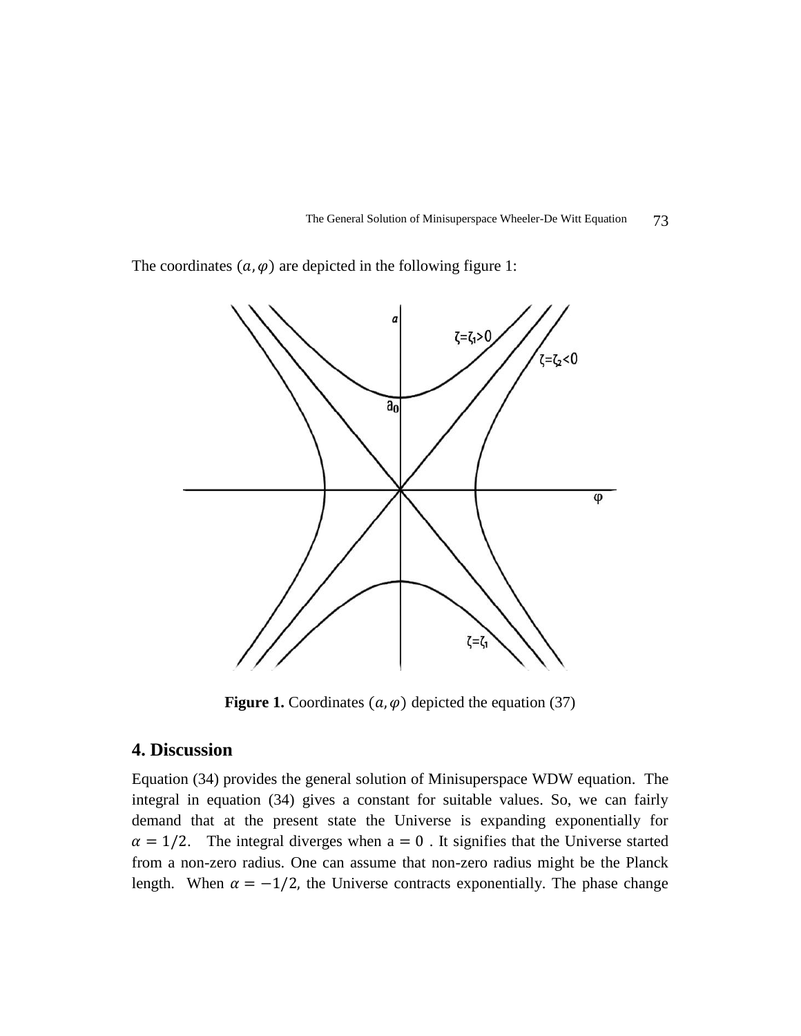The coordinates $(a, \varphi)$ are depicted in the following figure 1:

**Figure 1.** Coordinates $(a, \varphi)$ depicted the equation (37)

## 4. Discussion

Equation (34) provides the general solution of Minisuperspace WDW equation. The integral in equation (34) gives a constant for suitable values. So, we can fairly demand that at the present state the Universe is expanding exponentially for $\alpha = 1/2$. The integral diverges when $a = 0$. It signifies that the Universe started from a non-zero radius. One can assume that non-zero radius might be the Planck length. When $\alpha = -1/2$, the Universe contracts exponentially. The phase change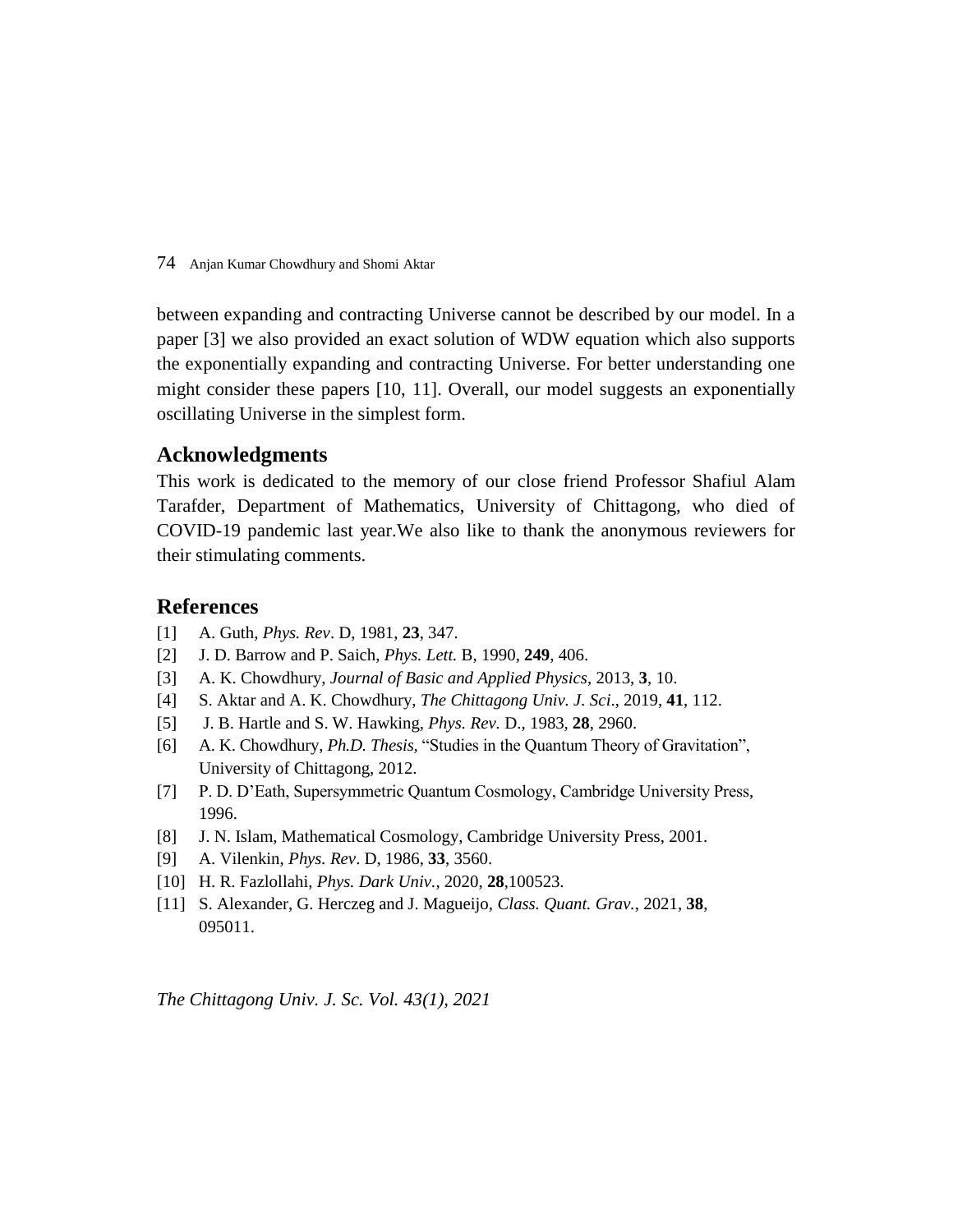between expanding and contracting Universe cannot be described by our model. In a paper [3] we also provided an exact solution of WDW equation which also supports the exponentially expanding and contracting Universe. For better understanding one might consider these papers [10, 11]. Overall, our model suggests an exponentially oscillating Universe in the simplest form.

## Acknowledgments

This work is dedicated to the memory of our close friend Professor Shafiul Alam Tarafder, Department of Mathematics, University of Chittagong, who died of COVID-19 pandemic last year.We also like to thank the anonymous reviewers for their stimulating comments.

## References

[1] A. Guth, *Phys. Rev*. D, 1981, **23**, 347.

[2] J. D. Barrow and P. Saich, *Phys. Lett.* B, 1990, **249**, 406.

[3] A. K. Chowdhury, *Journal of Basic and Applied Physics*, 2013, **3**, 10.

[4] S. Aktar and A. K. Chowdhury, *The Chittagong Univ. J. Sci*., 2019, **41**, 112.

[5] J. B. Hartle and S. W. Hawking, *Phys. Rev.* D., 1983, **28**, 2960.

[6] A. K. Chowdhury, *Ph.D. Thesis,* "Studies in the Quantum Theory of Gravitation", University of Chittagong, 2012.

[7] P. D. D'Eath, Supersymmetric Quantum Cosmology, Cambridge University Press, 1996.

[8] J. N. Islam, Mathematical Cosmology, Cambridge University Press, 2001.

[9] A. Vilenkin, *Phys. Rev*. D, 1986, **33**, 3560.

[10] H. R. Fazlollahi, *Phys. Dark Univ.*, 2020, **28**,100523.

[11] S. Alexander, G. Herczeg and J. Magueijo, *Class. Quant. Grav.*, 2021, **38**, 095011.